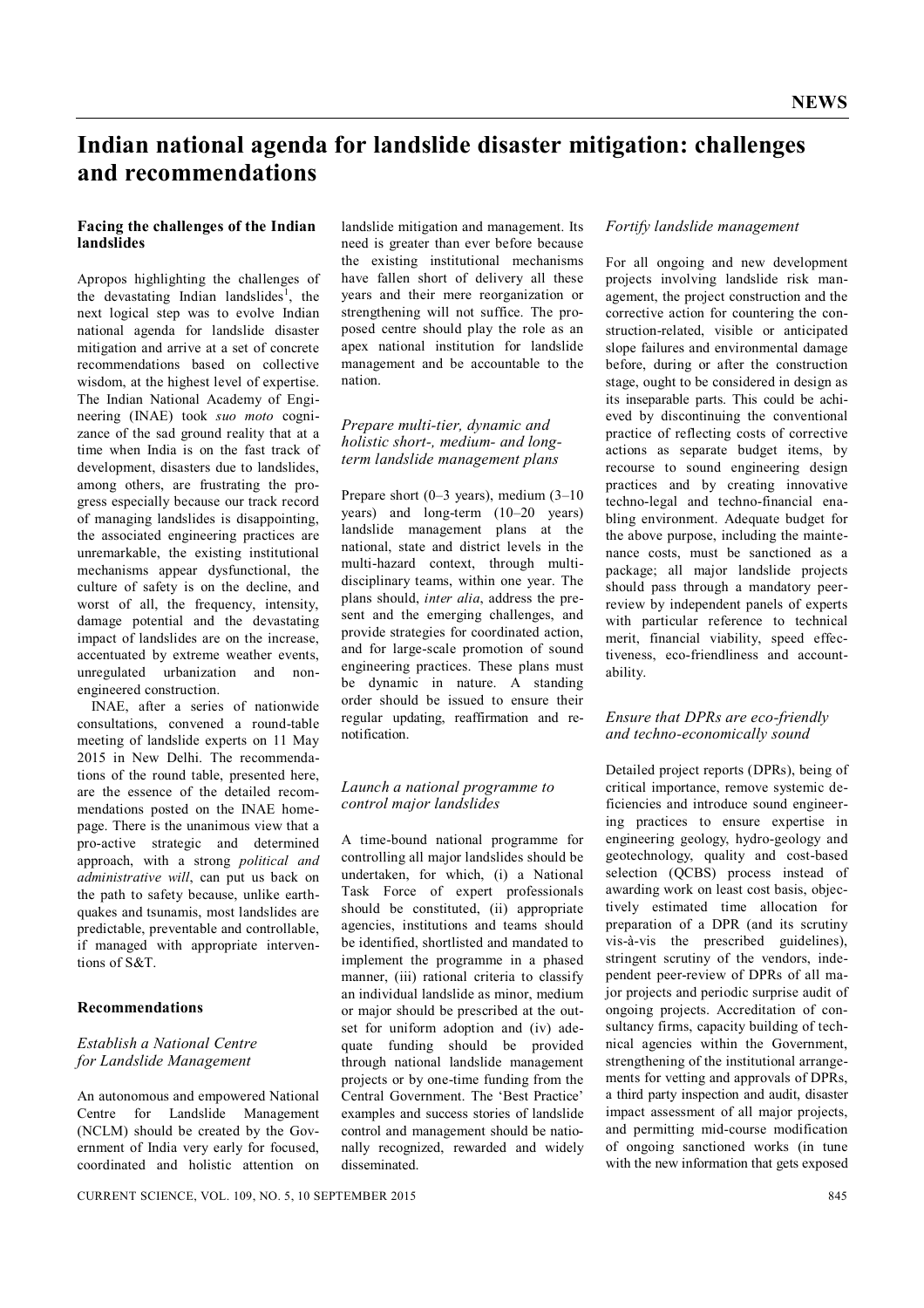# Indian national agenda for landslide disaster mitigation: challenges and recommendations

### Facing the challenges of the Indian landslides

Apropos highlighting the challenges of the devastating Indian landslides[1], the next logical step was to evolve Indian national agenda for landslide disaster mitigation and arrive at a set of concrete recommendations based on collective wisdom, at the highest level of expertise. The Indian National Academy of Engineering (INAE) took *suo moto* cognizance of the sad ground reality that at a time when India is on the fast track of development, disasters due to landslides, among others, are frustrating the progress especially because our track record of managing landslides is disappointing, the associated engineering practices are unremarkable, the existing institutional mechanisms appear dysfunctional, the culture of safety is on the decline, and worst of all, the frequency, intensity, damage potential and the devastating impact of landslides are on the increase, accentuated by extreme weather events, unregulated urbanization and non-engineered construction.

INAE, after a series of nationwide consultations, convened a round-table meeting of landslide experts on 11 May 2015 in New Delhi. The recommendations of the round table, presented here, are the essence of the detailed recommendations posted on the INAE homepage. There is the unanimous view that a pro-active strategic and determined approach, with a strong *political and administrative will*, can put us back on the path to safety because, unlike earthquakes and tsunamis, most landslides are predictable, preventable and controllable, if managed with appropriate interventions of S&T.

### Recommendations

#### *Establish a National Centre for Landslide Management*

An autonomous and empowered National Centre for Landslide Management (NCLM) should be created by the Government of India very early for focused, coordinated and holistic attention on landslide mitigation and management. Its need is greater than ever before because the existing institutional mechanisms have fallen short of delivery all these years and their mere reorganization or strengthening will not suffice. The proposed centre should play the role as an apex national institution for landslide management and be accountable to the nation.

#### *Prepare multi-tier, dynamic and holistic short-, medium- and long-term landslide management plans*

Prepare short (0–3 years), medium (3–10 years) and long-term (10–20 years) landslide management plans at the national, state and district levels in the multi-hazard context, through multi-disciplinary teams, within one year. The plans should, *inter alia*, address the present and the emerging challenges, and provide strategies for coordinated action, and for large-scale promotion of sound engineering practices. These plans must be dynamic in nature. A standing order should be issued to ensure their regular updating, reaffirmation and re-notification.

#### *Launch a national programme to control major landslides*

A time-bound national programme for controlling all major landslides should be undertaken, for which, (i) a National Task Force of expert professionals should be constituted, (ii) appropriate agencies, institutions and teams should be identified, shortlisted and mandated to implement the programme in a phased manner, (iii) rational criteria to classify an individual landslide as minor, medium or major should be prescribed at the outset for uniform adoption and (iv) adequate funding should be provided through national landslide management projects or by one-time funding from the Central Government. The 'Best Practice' examples and success stories of landslide control and management should be nationally recognized, rewarded and widely disseminated.

#### *Fortify landslide management*

For all ongoing and new development projects involving landslide risk management, the project construction and the corrective action for countering the construction-related, visible or anticipated slope failures and environmental damage before, during or after the construction stage, ought to be considered in design as its inseparable parts. This could be achieved by discontinuing the conventional practice of reflecting costs of corrective actions as separate budget items, by recourse to sound engineering design practices and by creating innovative techno-legal and techno-financial enabling environment. Adequate budget for the above purpose, including the maintenance costs, must be sanctioned as a package; all major landslide projects should pass through a mandatory peer-review by independent panels of experts with particular reference to technical merit, financial viability, speed effectiveness, eco-friendliness and accountability.

#### *Ensure that DPRs are eco-friendly and techno-economically sound*

Detailed project reports (DPRs), being of critical importance, remove systemic deficiencies and introduce sound engineering practices to ensure expertise in engineering geology, hydro-geology and geotechnology, quality and cost-based selection (QCBS) process instead of awarding work on least cost basis, objectively estimated time allocation for preparation of a DPR (and its scrutiny vis-à-vis the prescribed guidelines), stringent scrutiny of the vendors, independent peer-review of DPRs of all major projects and periodic surprise audit of ongoing projects. Accreditation of consultancy firms, capacity building of technical agencies within the Government, strengthening of the institutional arrangements for vetting and approvals of DPRs, a third party inspection and audit, disaster impact assessment of all major projects, and permitting mid-course modification of ongoing sanctioned works (in tune with the new information that gets exposed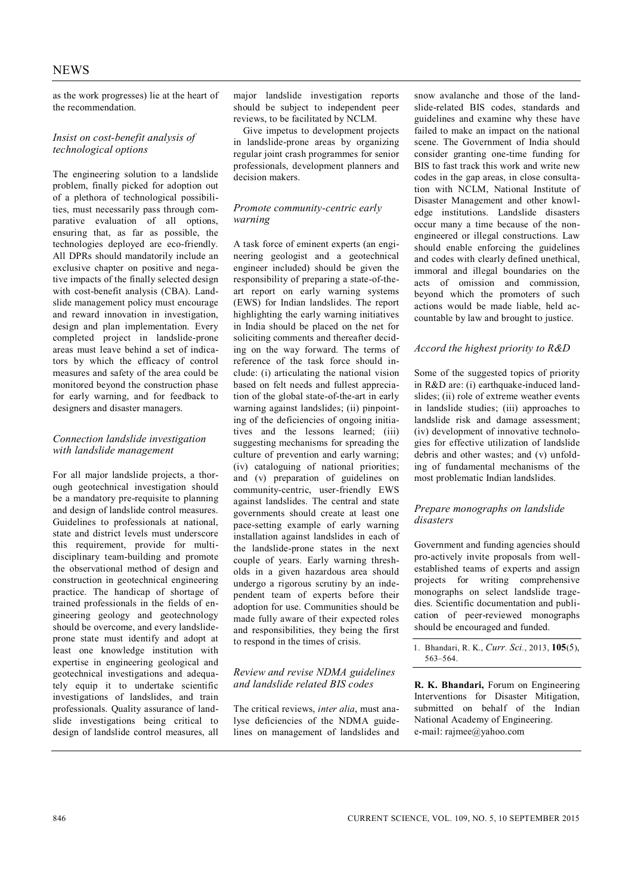as the work progresses) lie at the heart of the recommendation.

*Insist on cost-benefit analysis of technological options*

The engineering solution to a landslide problem, finally picked for adoption out of a plethora of technological possibilities, must necessarily pass through comparative evaluation of all options, ensuring that, as far as possible, the technologies deployed are eco-friendly. All DPRs should mandatorily include an exclusive chapter on positive and negative impacts of the finally selected design with cost-benefit analysis (CBA). Landslide management policy must encourage and reward innovation in investigation, design and plan implementation. Every completed project in landslide-prone areas must leave behind a set of indicators by which the efficacy of control measures and safety of the area could be monitored beyond the construction phase for early warning, and for feedback to designers and disaster managers.

*Connection landslide investigation with landslide management*

For all major landslide projects, a thorough geotechnical investigation should be a mandatory pre-requisite to planning and design of landslide control measures. Guidelines to professionals at national, state and district levels must underscore this requirement, provide for multidisciplinary team-building and promote the observational method of design and construction in geotechnical engineering practice. The handicap of shortage of trained professionals in the fields of engineering geology and geotechnology should be overcome, and every landslide-prone state must identify and adopt at least one knowledge institution with expertise in engineering geological and geotechnical investigations and adequately equip it to undertake scientific investigations of landslides, and train professionals. Quality assurance of landslide investigations being critical to design of landslide control measures, all major landslide investigation reports should be subject to independent peer reviews, to be facilitated by NCLM.

Give impetus to development projects in landslide-prone areas by organizing regular joint crash programmes for senior professionals, development planners and decision makers.

*Promote community-centric early warning*

A task force of eminent experts (an engineering geologist and a geotechnical engineer included) should be given the responsibility of preparing a state-of-the-art report on early warning systems (EWS) for Indian landslides. The report highlighting the early warning initiatives in India should be placed on the net for soliciting comments and thereafter deciding on the way forward. The terms of reference of the task force should include: (i) articulating the national vision based on felt needs and fullest appreciation of the global state-of-the-art in early warning against landslides; (ii) pinpointing of the deficiencies of ongoing initiatives and the lessons learned; (iii) suggesting mechanisms for spreading the culture of prevention and early warning; (iv) cataloguing of national priorities; and (v) preparation of guidelines on community-centric, user-friendly EWS against landslides. The central and state governments should create at least one pace-setting example of early warning installation against landslides in each of the landslide-prone states in the next couple of years. Early warning thresholds in a given hazardous area should undergo a rigorous scrutiny by an independent team of experts before their adoption for use. Communities should be made fully aware of their expected roles and responsibilities, they being the first to respond in the times of crisis.

*Review and revise NDMA guidelines and landslide related BIS codes*

The critical reviews, *inter alia*, must analyse deficiencies of the NDMA guidelines on management of landslides and snow avalanche and those of the landslide-related BIS codes, standards and guidelines and examine why these have failed to make an impact on the national scene. The Government of India should consider granting one-time funding for BIS to fast track this work and write new codes in the gap areas, in close consultation with NCLM, National Institute of Disaster Management and other knowledge institutions. Landslide disasters occur many a time because of the non-engineered or illegal constructions. Law should enable enforcing the guidelines and codes with clearly defined unethical, immoral and illegal boundaries on the acts of omission and commission, beyond which the promoters of such actions would be made liable, held accountable by law and brought to justice.

*Accord the highest priority to R&D*

Some of the suggested topics of priority in R&D are: (i) earthquake-induced landslides; (ii) role of extreme weather events in landslide studies; (iii) approaches to landslide risk and damage assessment; (iv) development of innovative technologies for effective utilization of landslide debris and other wastes; and (v) unfolding of fundamental mechanisms of the most problematic Indian landslides.

*Prepare monographs on landslide disasters*

Government and funding agencies should pro-actively invite proposals from well-established teams of experts and assign projects for writing comprehensive monographs on select landslide tragedies. Scientific documentation and publication of peer-reviewed monographs should be encouraged and funded.

1. Bhandari, R. K., *Curr. Sci.*, 2013, **105**(5), 563–564.

**R. K. Bhandari,** Forum on Engineering Interventions for Disaster Mitigation, submitted on behalf of the Indian National Academy of Engineering.
e-mail: rajmee@yahoo.com